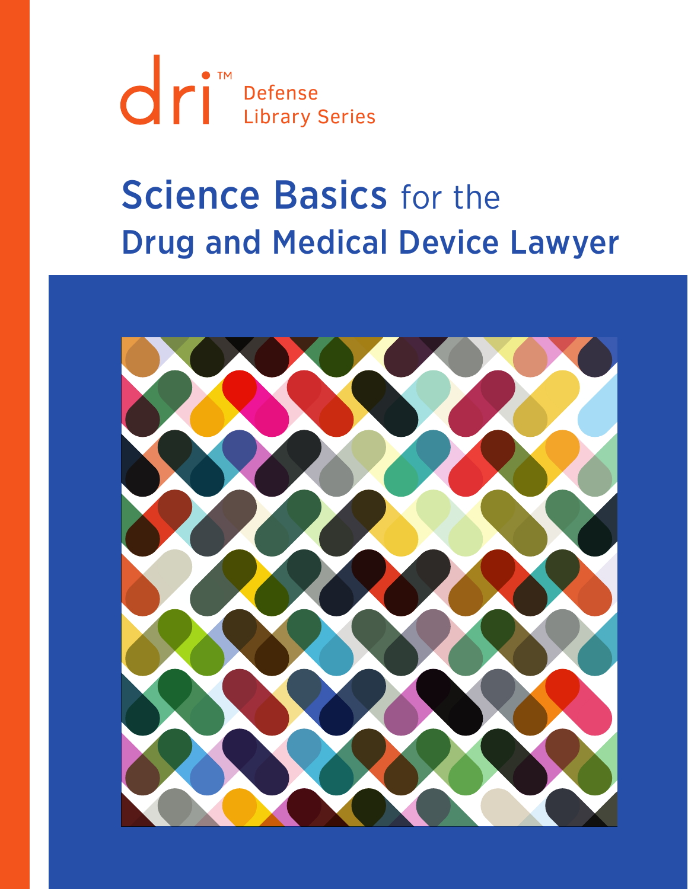dri™ Defense Library Series

# Science Basics for the Drug and Medical Device Lawyer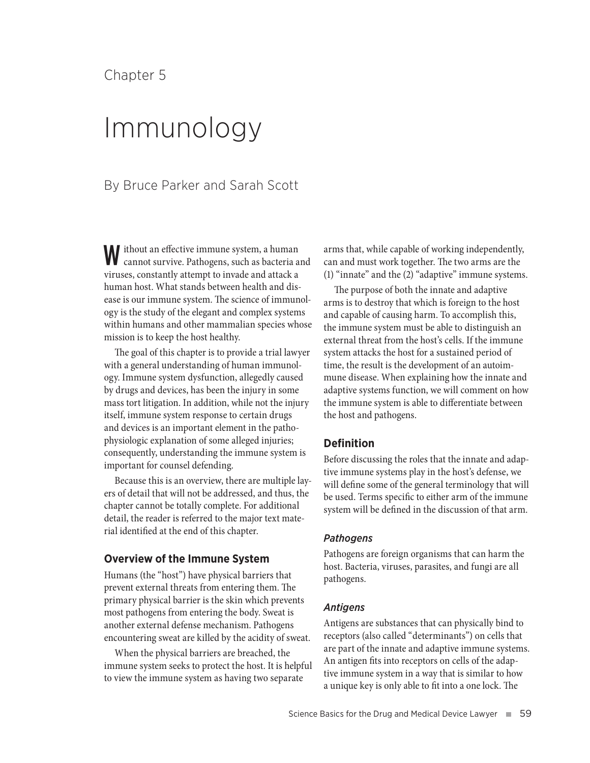Chapter 5

# Immunology

By Bruce Parker and Sarah Scott

Without an effective immune system, a human cannot survive. Pathogens, such as bacteria and viruses, constantly attempt to invade and attack a human host. What stands between health and disease is our immune system. The science of immunology is the study of the elegant and complex systems within humans and other mammalian species whose mission is to keep the host healthy.

The goal of this chapter is to provide a trial lawyer with a general understanding of human immunology. Immune system dysfunction, allegedly caused by drugs and devices, has been the injury in some mass tort litigation. In addition, while not the injury itself, immune system response to certain drugs and devices is an important element in the pathophysiologic explanation of some alleged injuries; consequently, understanding the immune system is important for counsel defending.

Because this is an overview, there are multiple layers of detail that will not be addressed, and thus, the chapter cannot be totally complete. For additional detail, the reader is referred to the major text material identified at the end of this chapter.

## Overview of the Immune System

Humans (the "host") have physical barriers that prevent external threats from entering them. The primary physical barrier is the skin which prevents most pathogens from entering the body. Sweat is another external defense mechanism. Pathogens encountering sweat are killed by the acidity of sweat.

When the physical barriers are breached, the immune system seeks to protect the host. It is helpful to view the immune system as having two separate arms that, while capable of working independently, can and must work together. The two arms are the (1) "innate" and the (2) "adaptive" immune systems.

The purpose of both the innate and adaptive arms is to destroy that which is foreign to the host and capable of causing harm. To accomplish this, the immune system must be able to distinguish an external threat from the host's cells. If the immune system attacks the host for a sustained period of time, the result is the development of an autoimmune disease. When explaining how the innate and adaptive systems function, we will comment on how the immune system is able to differentiate between the host and pathogens.

## Definition

Before discussing the roles that the innate and adaptive immune systems play in the host's defense, we will define some of the general terminology that will be used. Terms specific to either arm of the immune system will be defined in the discussion of that arm.

### *Pathogens*

Pathogens are foreign organisms that can harm the host. Bacteria, viruses, parasites, and fungi are all pathogens.

### *Antigens*

Antigens are substances that can physically bind to receptors (also called "determinants") on cells that are part of the innate and adaptive immune systems. An antigen fits into receptors on cells of the adaptive immune system in a way that is similar to how a unique key is only able to fit into a one lock. The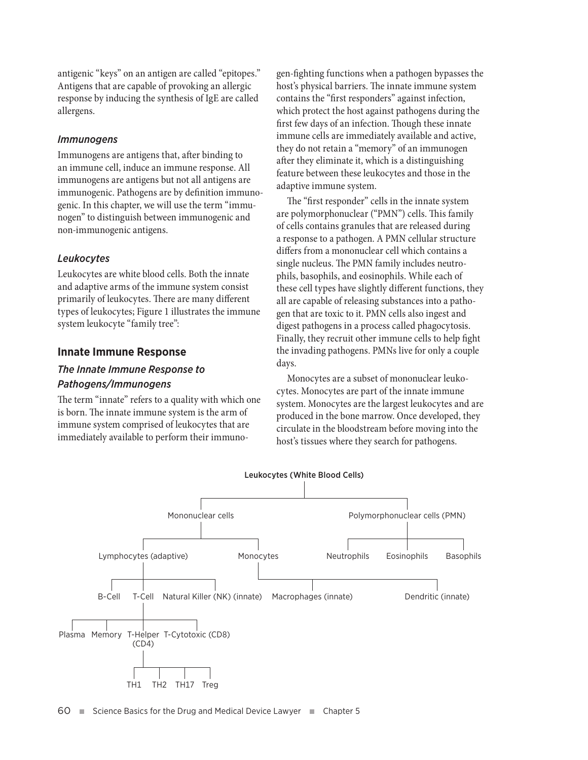antigenic "keys" on an antigen are called "epitopes." Antigens that are capable of provoking an allergic response by inducing the synthesis of IgE are called allergens.

### *Immunogens*

Immunogens are antigens that, after binding to an immune cell, induce an immune response. All immunogens are antigens but not all antigens are immunogenic. Pathogens are by definition immunogenic. In this chapter, we will use the term "immunogen" to distinguish between immunogenic and non-immunogenic antigens.

### *Leukocytes*

Leukocytes are white blood cells. Both the innate and adaptive arms of the immune system consist primarily of leukocytes. There are many different types of leukocytes; Figure 1 illustrates the immune system leukocyte "family tree":

## Innate Immune Response

### *The Innate Immune Response to Pathogens/Immunogens*

The term "innate" refers to a quality with which one is born. The innate immune system is the arm of immune system comprised of leukocytes that are immediately available to perform their immunogen-fighting functions when a pathogen bypasses the host's physical barriers. The innate immune system contains the "first responders" against infection, which protect the host against pathogens during the first few days of an infection. Though these innate immune cells are immediately available and active, they do not retain a "memory" of an immunogen after they eliminate it, which is a distinguishing feature between these leukocytes and those in the adaptive immune system.

The "first responder" cells in the innate system are polymorphonuclear ("PMN") cells. This family of cells contains granules that are released during a response to a pathogen. A PMN cellular structure differs from a mononuclear cell which contains a single nucleus. The PMN family includes neutrophils, basophils, and eosinophils. While each of these cell types have slightly different functions, they all are capable of releasing substances into a pathogen that are toxic to it. PMN cells also ingest and digest pathogens in a process called phagocytosis. Finally, they recruit other immune cells to help fight the invading pathogens. PMNs live for only a couple days.

Monocytes are a subset of mononuclear leukocytes. Monocytes are part of the innate immune system. Monocytes are the largest leukocytes and are produced in the bone marrow. Once developed, they circulate in the bloodstream before moving into the host's tissues where they search for pathogens.

Leukocytes (White Blood Cells)

- Mononuclear cells
  - Lymphocytes (adaptive)
    - B-Cell
    - T-Cell
      - Plasma
      - Memory
      - T-Helper (CD4)
        - TH1
        - TH2
        - TH17
        - Treg
      - T-Cytotoxic (CD8)
    - Natural Killer (NK) (innate)
  - Monocytes
    - Macrophages (innate)
    - Dendritic (innate)
- Polymorphonuclear cells (PMN)
  - Neutrophils
  - Eosinophils
  - Basophils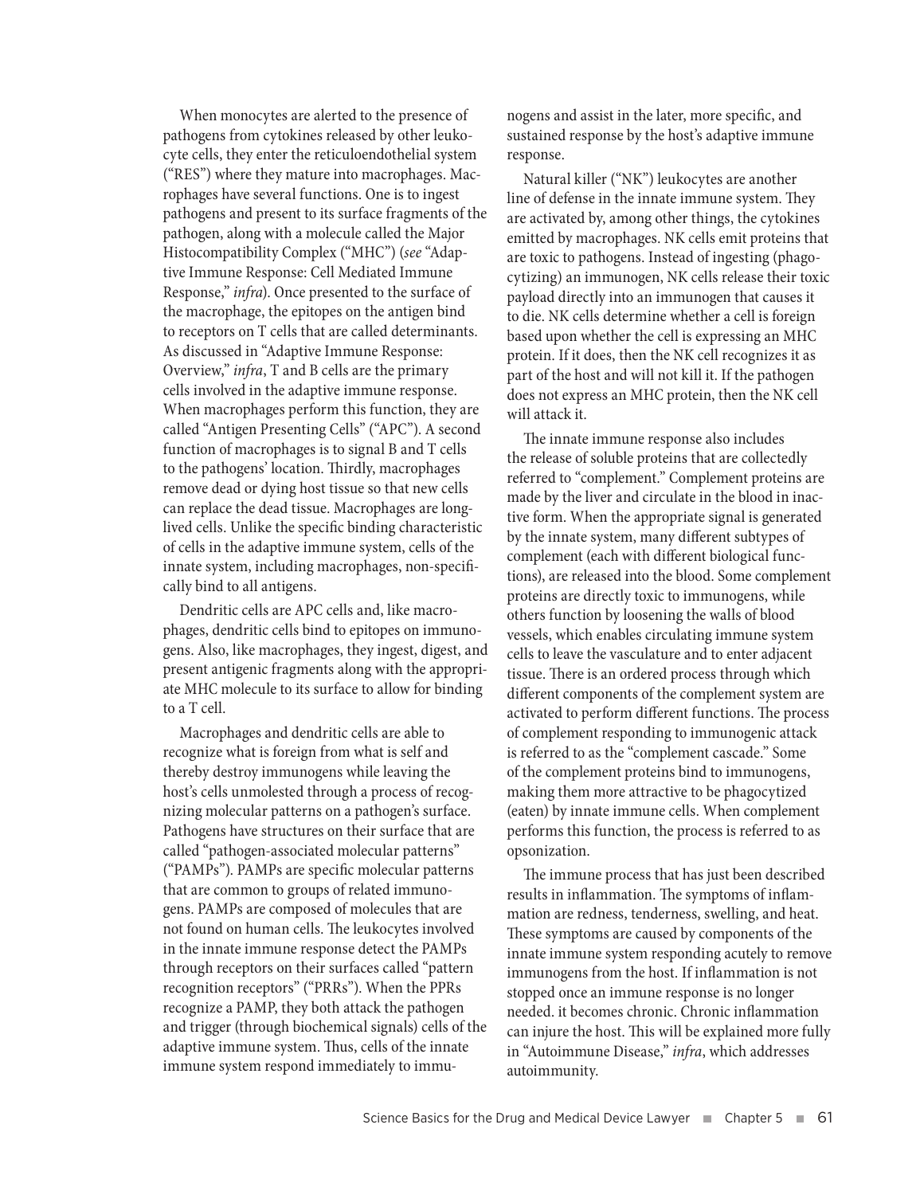When monocytes are alerted to the presence of pathogens from cytokines released by other leukocyte cells, they enter the reticuloendothelial system ("RES") where they mature into macrophages. Macrophages have several functions. One is to ingest pathogens and present to its surface fragments of the pathogen, along with a molecule called the Major Histocompatibility Complex ("MHC") (*see* "Adaptive Immune Response: Cell Mediated Immune Response," *infra*). Once presented to the surface of the macrophage, the epitopes on the antigen bind to receptors on T cells that are called determinants. As discussed in "Adaptive Immune Response: Overview," *infra*, T and B cells are the primary cells involved in the adaptive immune response. When macrophages perform this function, they are called "Antigen Presenting Cells" ("APC"). A second function of macrophages is to signal B and T cells to the pathogens' location. Thirdly, macrophages remove dead or dying host tissue so that new cells can replace the dead tissue. Macrophages are long-lived cells. Unlike the specific binding characteristic of cells in the adaptive immune system, cells of the innate system, including macrophages, non-specifically bind to all antigens.

Dendritic cells are APC cells and, like macrophages, dendritic cells bind to epitopes on immunogens. Also, like macrophages, they ingest, digest, and present antigenic fragments along with the appropriate MHC molecule to its surface to allow for binding to a T cell.

Macrophages and dendritic cells are able to recognize what is foreign from what is self and thereby destroy immunogens while leaving the host's cells unmolested through a process of recognizing molecular patterns on a pathogen's surface. Pathogens have structures on their surface that are called "pathogen-associated molecular patterns" ("PAMPs"). PAMPs are specific molecular patterns that are common to groups of related immunogens. PAMPs are composed of molecules that are not found on human cells. The leukocytes involved in the innate immune response detect the PAMPs through receptors on their surfaces called "pattern recognition receptors" ("PRRs"). When the PPRs recognize a PAMP, they both attack the pathogen and trigger (through biochemical signals) cells of the adaptive immune system. Thus, cells of the innate immune system respond immediately to immunogens and assist in the later, more specific, and sustained response by the host's adaptive immune response.

Natural killer ("NK") leukocytes are another line of defense in the innate immune system. They are activated by, among other things, the cytokines emitted by macrophages. NK cells emit proteins that are toxic to pathogens. Instead of ingesting (phagocytizing) an immunogen, NK cells release their toxic payload directly into an immunogen that causes it to die. NK cells determine whether a cell is foreign based upon whether the cell is expressing an MHC protein. If it does, then the NK cell recognizes it as part of the host and will not kill it. If the pathogen does not express an MHC protein, then the NK cell will attack it.

The innate immune response also includes the release of soluble proteins that are collectedly referred to "complement." Complement proteins are made by the liver and circulate in the blood in inactive form. When the appropriate signal is generated by the innate system, many different subtypes of complement (each with different biological functions), are released into the blood. Some complement proteins are directly toxic to immunogens, while others function by loosening the walls of blood vessels, which enables circulating immune system cells to leave the vasculature and to enter adjacent tissue. There is an ordered process through which different components of the complement system are activated to perform different functions. The process of complement responding to immunogenic attack is referred to as the "complement cascade." Some of the complement proteins bind to immunogens, making them more attractive to be phagocytized (eaten) by innate immune cells. When complement performs this function, the process is referred to as opsonization.

The immune process that has just been described results in inflammation. The symptoms of inflammation are redness, tenderness, swelling, and heat. These symptoms are caused by components of the innate immune system responding acutely to remove immunogens from the host. If inflammation is not stopped once an immune response is no longer needed. it becomes chronic. Chronic inflammation can injure the host. This will be explained more fully in "Autoimmune Disease," *infra*, which addresses autoimmunity.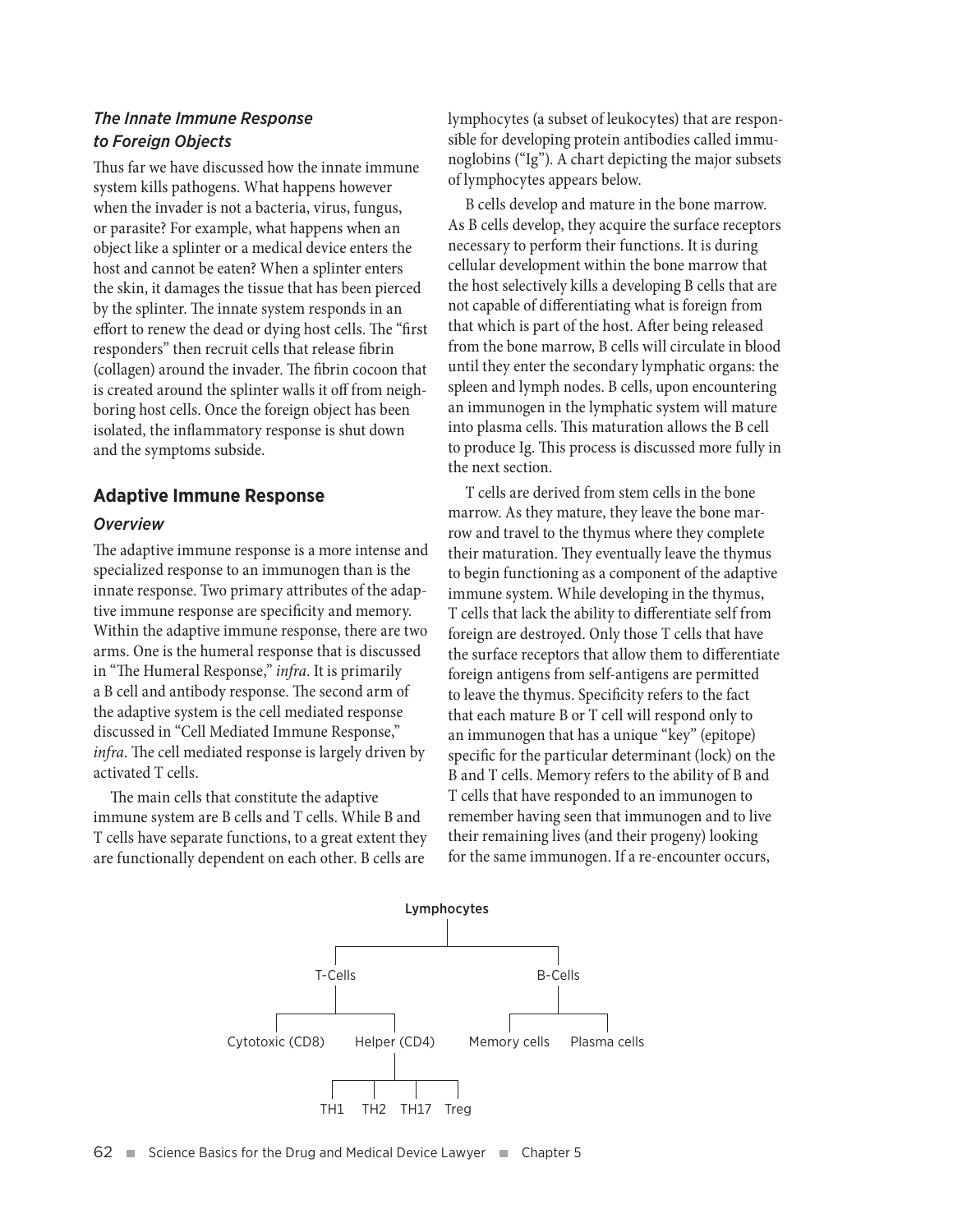### *The Innate Immune Response to Foreign Objects*

Thus far we have discussed how the innate immune system kills pathogens. What happens however when the invader is not a bacteria, virus, fungus, or parasite? For example, what happens when an object like a splinter or a medical device enters the host and cannot be eaten? When a splinter enters the skin, it damages the tissue that has been pierced by the splinter. The innate system responds in an effort to renew the dead or dying host cells. The "first responders" then recruit cells that release fibrin (collagen) around the invader. The fibrin cocoon that is created around the splinter walls it off from neighboring host cells. Once the foreign object has been isolated, the inflammatory response is shut down and the symptoms subside.

## Adaptive Immune Response

### *Overview*

The adaptive immune response is a more intense and specialized response to an immunogen than is the innate response. Two primary attributes of the adaptive immune response are specificity and memory. Within the adaptive immune response, there are two arms. One is the humeral response that is discussed in "The Humeral Response," *infra*. It is primarily a B cell and antibody response. The second arm of the adaptive system is the cell mediated response discussed in "Cell Mediated Immune Response," *infra*. The cell mediated response is largely driven by activated T cells.

The main cells that constitute the adaptive immune system are B cells and T cells. While B and T cells have separate functions, to a great extent they are functionally dependent on each other. B cells are lymphocytes (a subset of leukocytes) that are responsible for developing protein antibodies called immunoglobins ("Ig"). A chart depicting the major subsets of lymphocytes appears below.

B cells develop and mature in the bone marrow. As B cells develop, they acquire the surface receptors necessary to perform their functions. It is during cellular development within the bone marrow that the host selectively kills a developing B cells that are not capable of differentiating what is foreign from that which is part of the host. After being released from the bone marrow, B cells will circulate in blood until they enter the secondary lymphatic organs: the spleen and lymph nodes. B cells, upon encountering an immunogen in the lymphatic system will mature into plasma cells. This maturation allows the B cell to produce Ig. This process is discussed more fully in the next section.

T cells are derived from stem cells in the bone marrow. As they mature, they leave the bone marrow and travel to the thymus where they complete their maturation. They eventually leave the thymus to begin functioning as a component of the adaptive immune system. While developing in the thymus, T cells that lack the ability to differentiate self from foreign are destroyed. Only those T cells that have the surface receptors that allow them to differentiate foreign antigens from self-antigens are permitted to leave the thymus. Specificity refers to the fact that each mature B or T cell will respond only to an immunogen that has a unique "key" (epitope) specific for the particular determinant (lock) on the B and T cells. Memory refers to the ability of B and T cells that have responded to an immunogen to remember having seen that immunogen and to live their remaining lives (and their progeny) looking for the same immunogen. If a re-encounter occurs,

- Lymphocytes
  - T-Cells
    - Cytotoxic (CD8)
    - Helper (CD4)
      - TH1
      - TH2
      - TH17
      - Treg
  - B-Cells
    - Memory cells
    - Plasma cells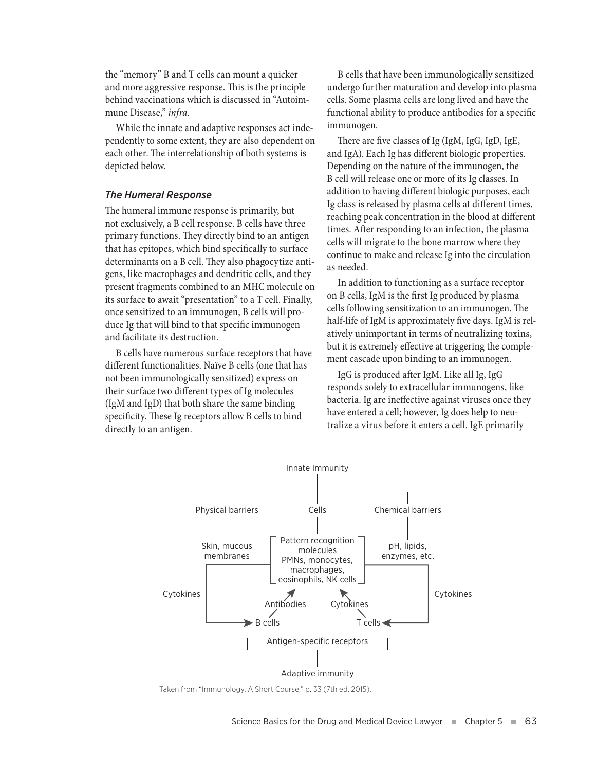the "memory" B and T cells can mount a quicker and more aggressive response. This is the principle behind vaccinations which is discussed in "Autoimmune Disease," *infra*.

While the innate and adaptive responses act independently to some extent, they are also dependent on each other. The interrelationship of both systems is depicted below.

### *The Humeral Response*

The humeral immune response is primarily, but not exclusively, a B cell response. B cells have three primary functions. They directly bind to an antigen that has epitopes, which bind specifically to surface determinants on a B cell. They also phagocytize antigens, like macrophages and dendritic cells, and they present fragments combined to an MHC molecule on its surface to await "presentation" to a T cell. Finally, once sensitized to an immunogen, B cells will produce Ig that will bind to that specific immunogen and facilitate its destruction.

B cells have numerous surface receptors that have different functionalities. Naïve B cells (one that has not been immunologically sensitized) express on their surface two different types of Ig molecules (IgM and IgD) that both share the same binding specificity. These Ig receptors allow B cells to bind directly to an antigen.

B cells that have been immunologically sensitized undergo further maturation and develop into plasma cells. Some plasma cells are long lived and have the functional ability to produce antibodies for a specific immunogen.

There are five classes of Ig (IgM, IgG, IgD, IgE, and IgA). Each Ig has different biologic properties. Depending on the nature of the immunogen, the B cell will release one or more of its Ig classes. In addition to having different biologic purposes, each Ig class is released by plasma cells at different times, reaching peak concentration in the blood at different times. After responding to an infection, the plasma cells will migrate to the bone marrow where they continue to make and release Ig into the circulation as needed.

In addition to functioning as a surface receptor on B cells, IgM is the first Ig produced by plasma cells following sensitization to an immunogen. The half-life of IgM is approximately five days. IgM is relatively unimportant in terms of neutralizing toxins, but it is extremely effective at triggering the complement cascade upon binding to an immunogen.

IgG is produced after IgM. Like all Ig, IgG responds solely to extracellular immunogens, like bacteria. Ig are ineffective against viruses once they have entered a cell; however, Ig does help to neutralize a virus before it enters a cell. IgE primarily

Innate Immunity

Physical barriers — Skin, mucous membranes

Cells — Pattern recognition molecules; PMNs, monocytes, macrophages, eosinophils, NK cells

Chemical barriers — pH, lipids, enzymes, etc.

Cytokines → B cells; Cytokines → T cells

B cells → Antibodies → Cells; T cells → Cytokines → Cells

B cells, T cells — Antigen-specific receptors

Adaptive immunity

Taken from "Immunology, A Short Course," p. 33 (7th ed. 2015).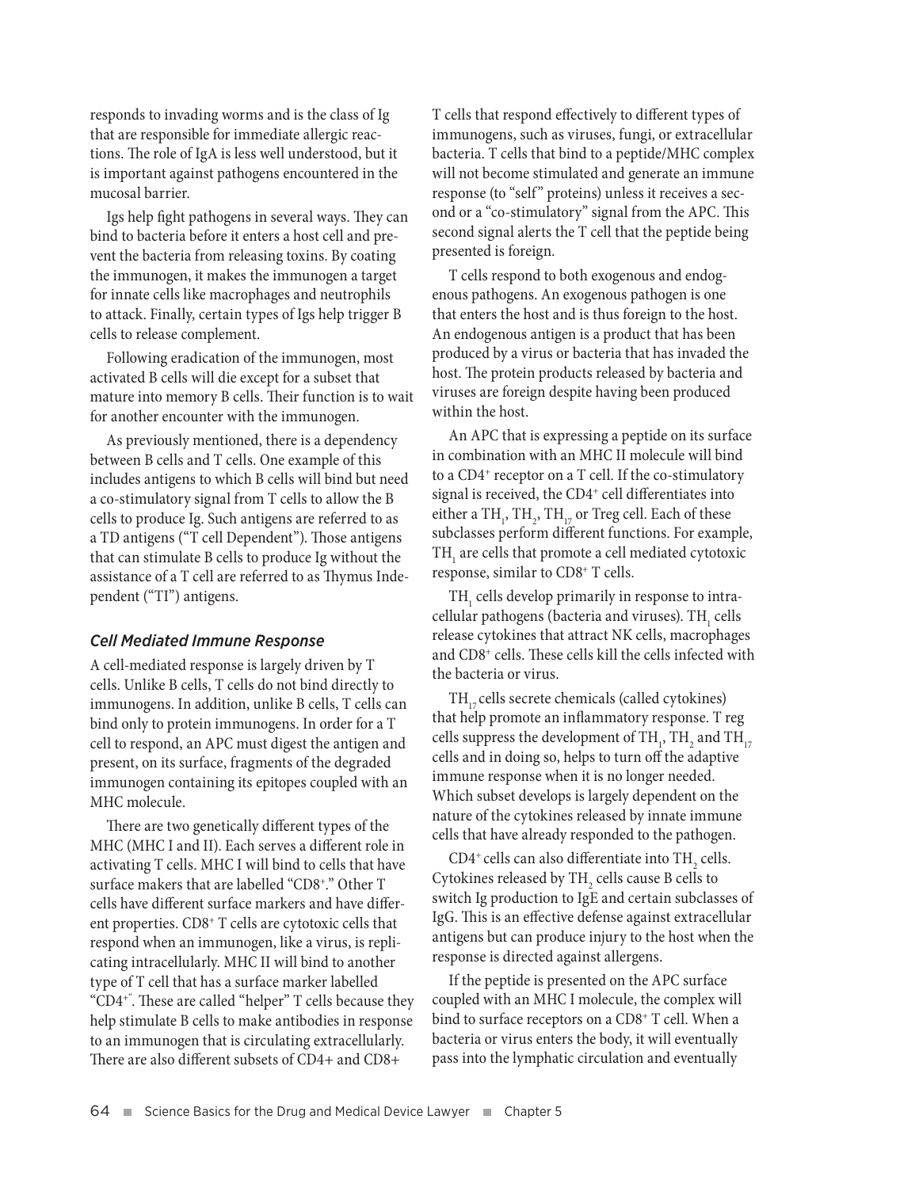responds to invading worms and is the class of Ig that are responsible for immediate allergic reactions. The role of IgA is less well understood, but it is important against pathogens encountered in the mucosal barrier.

Igs help fight pathogens in several ways. They can bind to bacteria before it enters a host cell and prevent the bacteria from releasing toxins. By coating the immunogen, it makes the immunogen a target for innate cells like macrophages and neutrophils to attack. Finally, certain types of Igs help trigger B cells to release complement.

Following eradication of the immunogen, most activated B cells will die except for a subset that mature into memory B cells. Their function is to wait for another encounter with the immunogen.

As previously mentioned, there is a dependency between B cells and T cells. One example of this includes antigens to which B cells will bind but need a co-stimulatory signal from T cells to allow the B cells to produce Ig. Such antigens are referred to as a TD antigens ("T cell Dependent"). Those antigens that can stimulate B cells to produce Ig without the assistance of a T cell are referred to as Thymus Independent ("TI") antigens.

### *Cell Mediated Immune Response*

A cell-mediated response is largely driven by T cells. Unlike B cells, T cells do not bind directly to immunogens. In addition, unlike B cells, T cells can bind only to protein immunogens. In order for a T cell to respond, an APC must digest the antigen and present, on its surface, fragments of the degraded immunogen containing its epitopes coupled with an MHC molecule.

There are two genetically different types of the MHC (MHC I and II). Each serves a different role in activating T cells. MHC I will bind to cells that have surface makers that are labelled "$CD8^+$." Other T cells have different surface markers and have different properties. $CD8^+$ T cells are cytotoxic cells that respond when an immunogen, like a virus, is replicating intracellularly. MHC II will bind to another type of T cell that has a surface marker labelled "$CD4^{+}$". These are called "helper" T cells because they help stimulate B cells to make antibodies in response to an immunogen that is circulating extracellularly. There are also different subsets of CD4+ and CD8+ T cells that respond effectively to different types of immunogens, such as viruses, fungi, or extracellular bacteria. T cells that bind to a peptide/MHC complex will not become stimulated and generate an immune response (to "self" proteins) unless it receives a second or a "co-stimulatory" signal from the APC. This second signal alerts the T cell that the peptide being presented is foreign.

T cells respond to both exogenous and endogenous pathogens. An exogenous pathogen is one that enters the host and is thus foreign to the host. An endogenous antigen is a product that has been produced by a virus or bacteria that has invaded the host. The protein products released by bacteria and viruses are foreign despite having been produced within the host.

An APC that is expressing a peptide on its surface in combination with an MHC II molecule will bind to a $CD4^+$ receptor on a T cell. If the co-stimulatory signal is received, the $CD4^+$ cell differentiates into either a $TH_1$, $TH_2$, $TH_{17}$ or Treg cell. Each of these subclasses perform different functions. For example, $TH_1$ are cells that promote a cell mediated cytotoxic response, similar to $CD8^+$ T cells.

$TH_1$ cells develop primarily in response to intracellular pathogens (bacteria and viruses). $TH_1$ cells release cytokines that attract NK cells, macrophages and $CD8^+$ cells. These cells kill the cells infected with the bacteria or virus.

$TH_{17}$ cells secrete chemicals (called cytokines) that help promote an inflammatory response. T reg cells suppress the development of $TH_1$, $TH_2$ and $TH_{17}$ cells and in doing so, helps to turn off the adaptive immune response when it is no longer needed. Which subset develops is largely dependent on the nature of the cytokines released by innate immune cells that have already responded to the pathogen.

$CD4^+$ cells can also differentiate into $TH_2$ cells. Cytokines released by $TH_2$ cells cause B cells to switch Ig production to IgE and certain subclasses of IgG. This is an effective defense against extracellular antigens but can produce injury to the host when the response is directed against allergens.

If the peptide is presented on the APC surface coupled with an MHC I molecule, the complex will bind to surface receptors on a $CD8^+$ T cell. When a bacteria or virus enters the body, it will eventually pass into the lymphatic circulation and eventually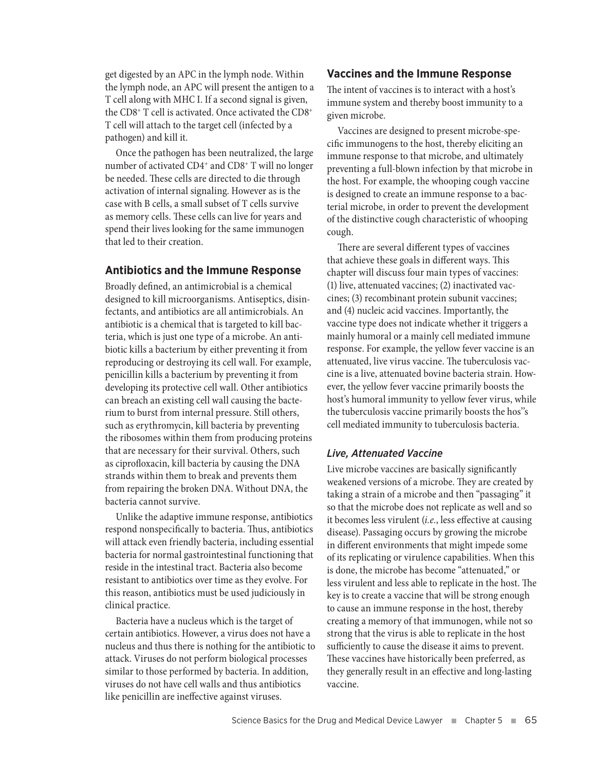get digested by an APC in the lymph node. Within the lymph node, an APC will present the antigen to a T cell along with MHC I. If a second signal is given, the $CD8^+$ T cell is activated. Once activated the $CD8^+$ T cell will attach to the target cell (infected by a pathogen) and kill it.

Once the pathogen has been neutralized, the large number of activated $CD4^+$ and $CD8^+$ T will no longer be needed. These cells are directed to die through activation of internal signaling. However as is the case with B cells, a small subset of T cells survive as memory cells. These cells can live for years and spend their lives looking for the same immunogen that led to their creation.

## Antibiotics and the Immune Response

Broadly defined, an antimicrobial is a chemical designed to kill microorganisms. Antiseptics, disinfectants, and antibiotics are all antimicrobials. An antibiotic is a chemical that is targeted to kill bacteria, which is just one type of a microbe. An antibiotic kills a bacterium by either preventing it from reproducing or destroying its cell wall. For example, penicillin kills a bacterium by preventing it from developing its protective cell wall. Other antibiotics can breach an existing cell wall causing the bacterium to burst from internal pressure. Still others, such as erythromycin, kill bacteria by preventing the ribosomes within them from producing proteins that are necessary for their survival. Others, such as ciprofloxacin, kill bacteria by causing the DNA strands within them to break and prevents them from repairing the broken DNA. Without DNA, the bacteria cannot survive.

Unlike the adaptive immune response, antibiotics respond nonspecifically to bacteria. Thus, antibiotics will attack even friendly bacteria, including essential bacteria for normal gastrointestinal functioning that reside in the intestinal tract. Bacteria also become resistant to antibiotics over time as they evolve. For this reason, antibiotics must be used judiciously in clinical practice.

Bacteria have a nucleus which is the target of certain antibiotics. However, a virus does not have a nucleus and thus there is nothing for the antibiotic to attack. Viruses do not perform biological processes similar to those performed by bacteria. In addition, viruses do not have cell walls and thus antibiotics like penicillin are ineffective against viruses.

## Vaccines and the Immune Response

The intent of vaccines is to interact with a host's immune system and thereby boost immunity to a given microbe.

Vaccines are designed to present microbe-specific immunogens to the host, thereby eliciting an immune response to that microbe, and ultimately preventing a full-blown infection by that microbe in the host. For example, the whooping cough vaccine is designed to create an immune response to a bacterial microbe, in order to prevent the development of the distinctive cough characteristic of whooping cough.

There are several different types of vaccines that achieve these goals in different ways. This chapter will discuss four main types of vaccines: (1) live, attenuated vaccines; (2) inactivated vaccines; (3) recombinant protein subunit vaccines; and (4) nucleic acid vaccines. Importantly, the vaccine type does not indicate whether it triggers a mainly humoral or a mainly cell mediated immune response. For example, the yellow fever vaccine is an attenuated, live virus vaccine. The tuberculosis vaccine is a live, attenuated bovine bacteria strain. However, the yellow fever vaccine primarily boosts the host's humoral immunity to yellow fever virus, while the tuberculosis vaccine primarily boosts the hos''s cell mediated immunity to tuberculosis bacteria.

### *Live, Attenuated Vaccine*

Live microbe vaccines are basically significantly weakened versions of a microbe. They are created by taking a strain of a microbe and then "passaging" it so that the microbe does not replicate as well and so it becomes less virulent (*i.e.*, less effective at causing disease). Passaging occurs by growing the microbe in different environments that might impede some of its replicating or virulence capabilities. When this is done, the microbe has become "attenuated," or less virulent and less able to replicate in the host. The key is to create a vaccine that will be strong enough to cause an immune response in the host, thereby creating a memory of that immunogen, while not so strong that the virus is able to replicate in the host sufficiently to cause the disease it aims to prevent. These vaccines have historically been preferred, as they generally result in an effective and long-lasting vaccine.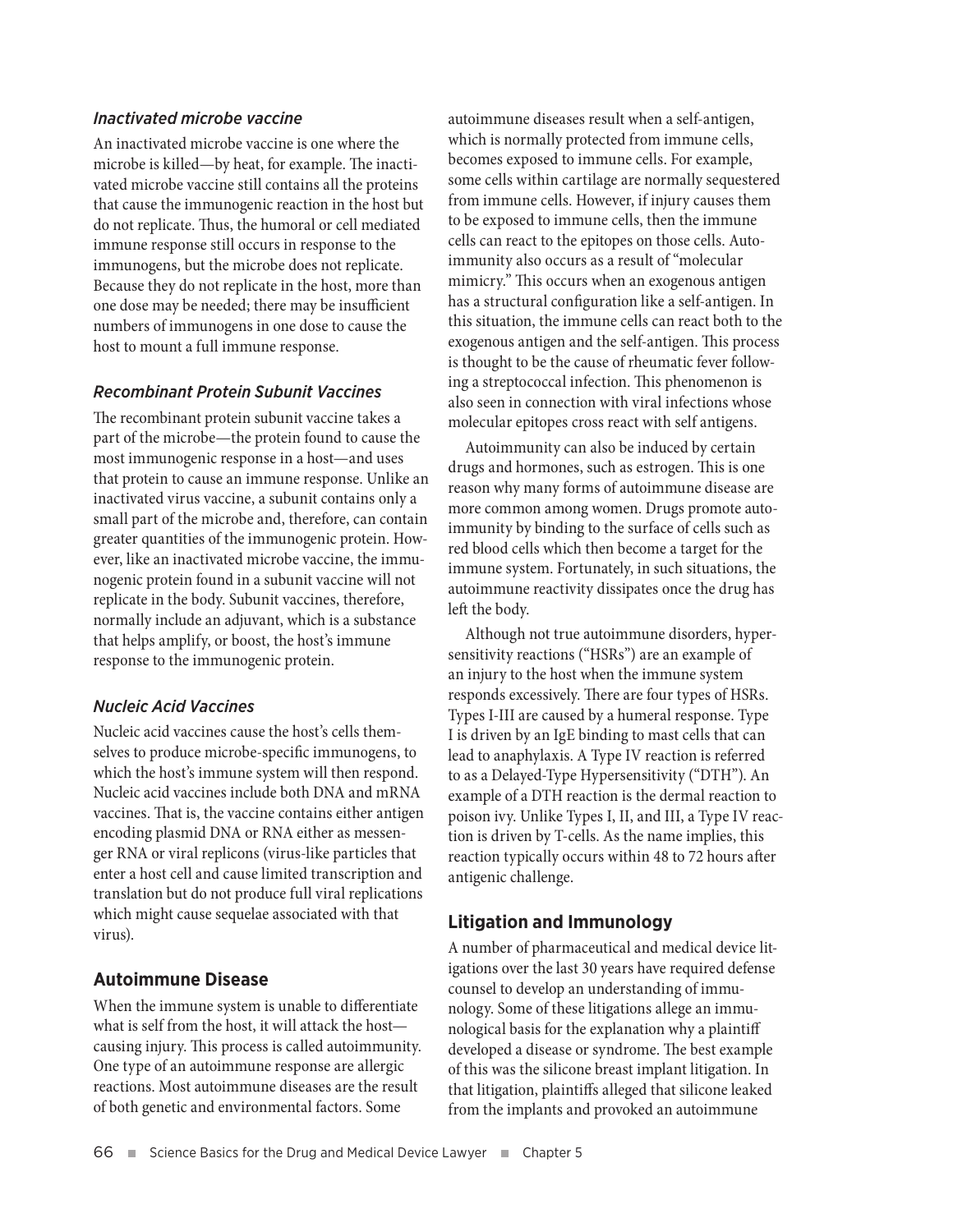### *Inactivated microbe vaccine*

An inactivated microbe vaccine is one where the microbe is killed—by heat, for example. The inactivated microbe vaccine still contains all the proteins that cause the immunogenic reaction in the host but do not replicate. Thus, the humoral or cell mediated immune response still occurs in response to the immunogens, but the microbe does not replicate. Because they do not replicate in the host, more than one dose may be needed; there may be insufficient numbers of immunogens in one dose to cause the host to mount a full immune response.

### *Recombinant Protein Subunit Vaccines*

The recombinant protein subunit vaccine takes a part of the microbe—the protein found to cause the most immunogenic response in a host—and uses that protein to cause an immune response. Unlike an inactivated virus vaccine, a subunit contains only a small part of the microbe and, therefore, can contain greater quantities of the immunogenic protein. However, like an inactivated microbe vaccine, the immunogenic protein found in a subunit vaccine will not replicate in the body. Subunit vaccines, therefore, normally include an adjuvant, which is a substance that helps amplify, or boost, the host's immune response to the immunogenic protein.

### *Nucleic Acid Vaccines*

Nucleic acid vaccines cause the host's cells themselves to produce microbe-specific immunogens, to which the host's immune system will then respond. Nucleic acid vaccines include both DNA and mRNA vaccines. That is, the vaccine contains either antigen encoding plasmid DNA or RNA either as messenger RNA or viral replicons (virus-like particles that enter a host cell and cause limited transcription and translation but do not produce full viral replications which might cause sequelae associated with that virus).

## Autoimmune Disease

When the immune system is unable to differentiate what is self from the host, it will attack the host—causing injury. This process is called autoimmunity. One type of an autoimmune response are allergic reactions. Most autoimmune diseases are the result of both genetic and environmental factors. Some autoimmune diseases result when a self-antigen, which is normally protected from immune cells, becomes exposed to immune cells. For example, some cells within cartilage are normally sequestered from immune cells. However, if injury causes them to be exposed to immune cells, then the immune cells can react to the epitopes on those cells. Autoimmunity also occurs as a result of "molecular mimicry." This occurs when an exogenous antigen has a structural configuration like a self-antigen. In this situation, the immune cells can react both to the exogenous antigen and the self-antigen. This process is thought to be the cause of rheumatic fever following a streptococcal infection. This phenomenon is also seen in connection with viral infections whose molecular epitopes cross react with self antigens.

Autoimmunity can also be induced by certain drugs and hormones, such as estrogen. This is one reason why many forms of autoimmune disease are more common among women. Drugs promote autoimmunity by binding to the surface of cells such as red blood cells which then become a target for the immune system. Fortunately, in such situations, the autoimmune reactivity dissipates once the drug has left the body.

Although not true autoimmune disorders, hypersensitivity reactions ("HSRs") are an example of an injury to the host when the immune system responds excessively. There are four types of HSRs. Types I-III are caused by a humeral response. Type I is driven by an IgE binding to mast cells that can lead to anaphylaxis. A Type IV reaction is referred to as a Delayed-Type Hypersensitivity ("DTH"). An example of a DTH reaction is the dermal reaction to poison ivy. Unlike Types I, II, and III, a Type IV reaction is driven by T-cells. As the name implies, this reaction typically occurs within 48 to 72 hours after antigenic challenge.

## Litigation and Immunology

A number of pharmaceutical and medical device litigations over the last 30 years have required defense counsel to develop an understanding of immunology. Some of these litigations allege an immunological basis for the explanation why a plaintiff developed a disease or syndrome. The best example of this was the silicone breast implant litigation. In that litigation, plaintiffs alleged that silicone leaked from the implants and provoked an autoimmune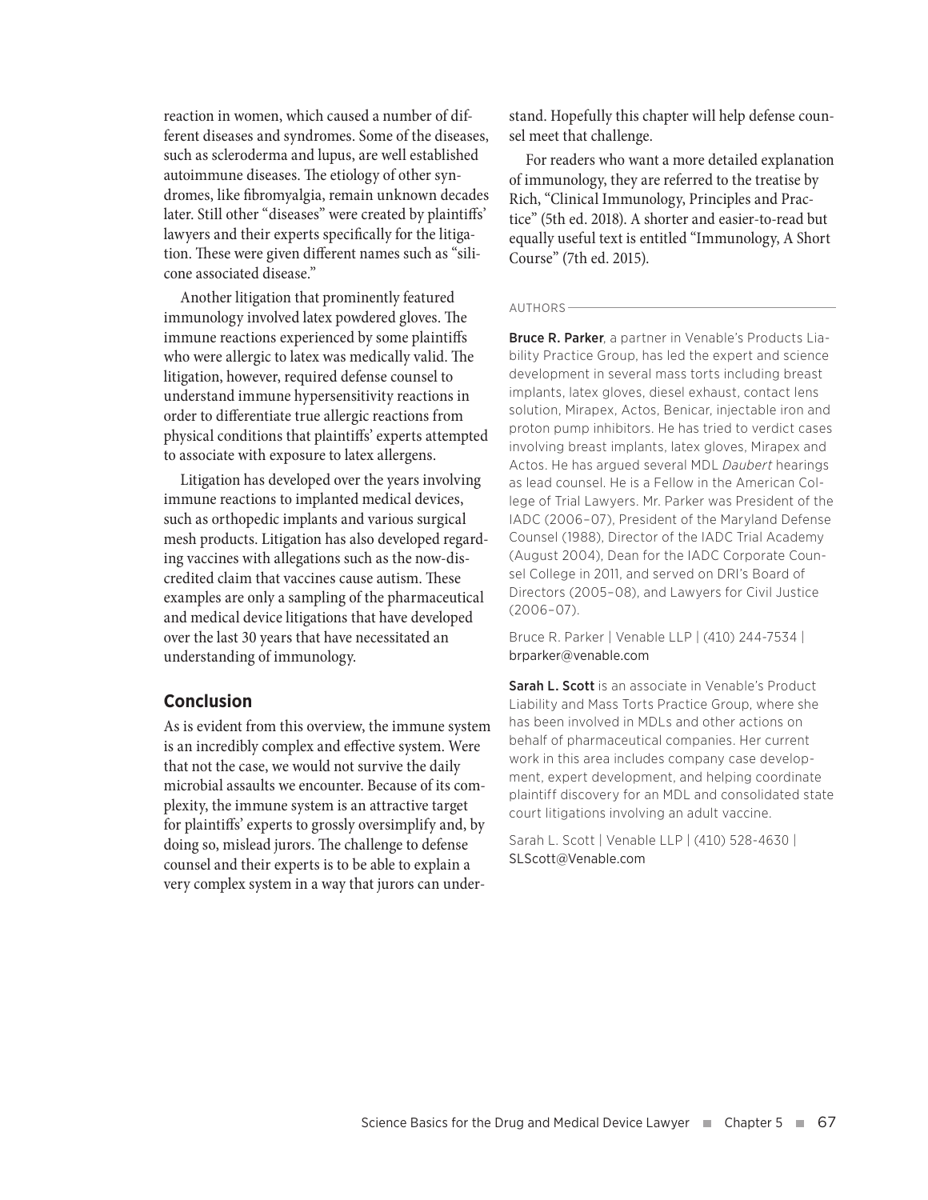reaction in women, which caused a number of different diseases and syndromes. Some of the diseases, such as scleroderma and lupus, are well established autoimmune diseases. The etiology of other syndromes, like fibromyalgia, remain unknown decades later. Still other "diseases" were created by plaintiffs' lawyers and their experts specifically for the litigation. These were given different names such as "silicone associated disease."

Another litigation that prominently featured immunology involved latex powdered gloves. The immune reactions experienced by some plaintiffs who were allergic to latex was medically valid. The litigation, however, required defense counsel to understand immune hypersensitivity reactions in order to differentiate true allergic reactions from physical conditions that plaintiffs' experts attempted to associate with exposure to latex allergens.

Litigation has developed over the years involving immune reactions to implanted medical devices, such as orthopedic implants and various surgical mesh products. Litigation has also developed regarding vaccines with allegations such as the now-discredited claim that vaccines cause autism. These examples are only a sampling of the pharmaceutical and medical device litigations that have developed over the last 30 years that have necessitated an understanding of immunology.

## Conclusion

As is evident from this overview, the immune system is an incredibly complex and effective system. Were that not the case, we would not survive the daily microbial assaults we encounter. Because of its complexity, the immune system is an attractive target for plaintiffs' experts to grossly oversimplify and, by doing so, mislead jurors. The challenge to defense counsel and their experts is to be able to explain a very complex system in a way that jurors can understand. Hopefully this chapter will help defense counsel meet that challenge.

For readers who want a more detailed explanation of immunology, they are referred to the treatise by Rich, "Clinical Immunology, Principles and Practice" (5th ed. 2018). A shorter and easier-to-read but equally useful text is entitled "Immunology, A Short Course" (7th ed. 2015).

AUTHORS

**Bruce R. Parker**, a partner in Venable's Products Liability Practice Group, has led the expert and science development in several mass torts including breast implants, latex gloves, diesel exhaust, contact lens solution, Mirapex, Actos, Benicar, injectable iron and proton pump inhibitors. He has tried to verdict cases involving breast implants, latex gloves, Mirapex and Actos. He has argued several MDL *Daubert* hearings as lead counsel. He is a Fellow in the American College of Trial Lawyers. Mr. Parker was President of the IADC (2006–07), President of the Maryland Defense Counsel (1988), Director of the IADC Trial Academy (August 2004), Dean for the IADC Corporate Counsel College in 2011, and served on DRI's Board of Directors (2005–08), and Lawyers for Civil Justice (2006–07).

Bruce R. Parker | Venable LLP | (410) 244-7534 | brparker@venable.com

**Sarah L. Scott** is an associate in Venable's Product Liability and Mass Torts Practice Group, where she has been involved in MDLs and other actions on behalf of pharmaceutical companies. Her current work in this area includes company case development, expert development, and helping coordinate plaintiff discovery for an MDL and consolidated state court litigations involving an adult vaccine.

Sarah L. Scott | Venable LLP | (410) 528-4630 | SLScott@Venable.com